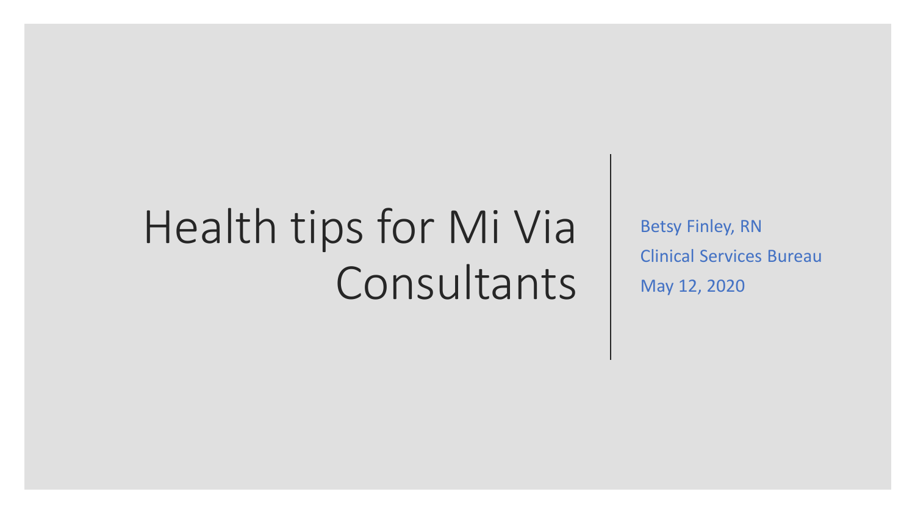# Health tips for Mi Via Consultants

Betsy Finley, RN

Clinical Services Bureau

May 12, 2020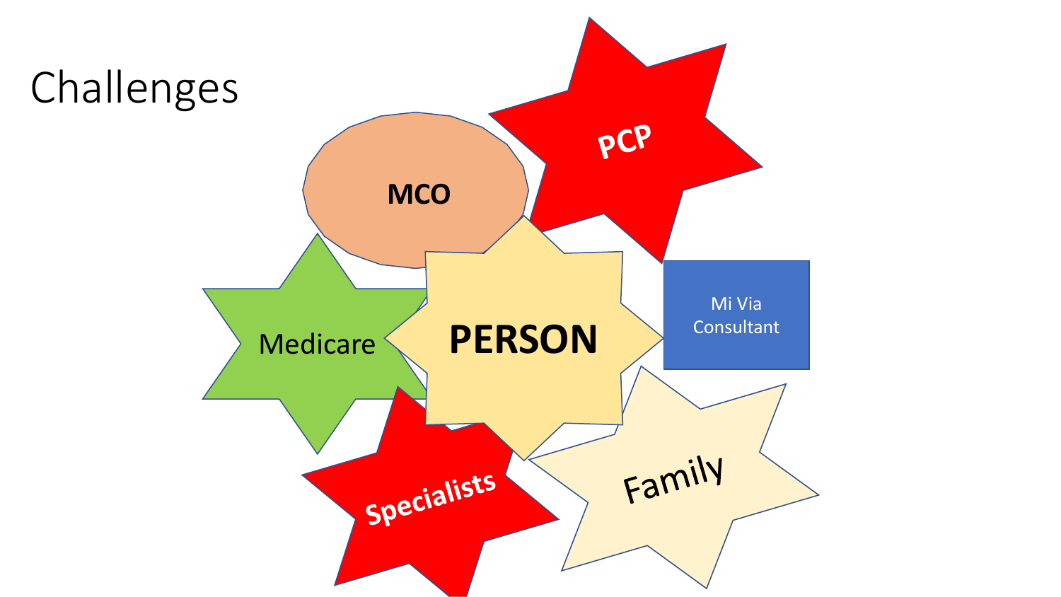# Challenges

- MCO
- PCP
- Medicare
- PERSON
- Mi Via Consultant
- Specialists
- Family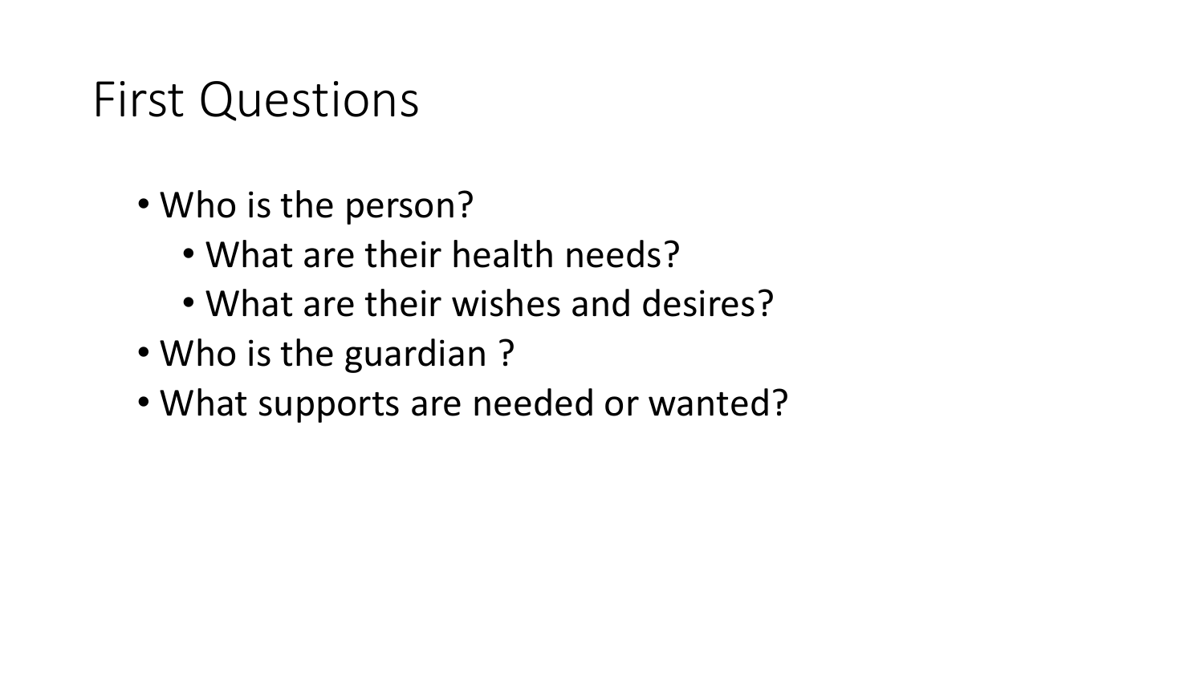# First Questions

- Who is the person?
  - What are their health needs?
  - What are their wishes and desires?
- Who is the guardian ?
- What supports are needed or wanted?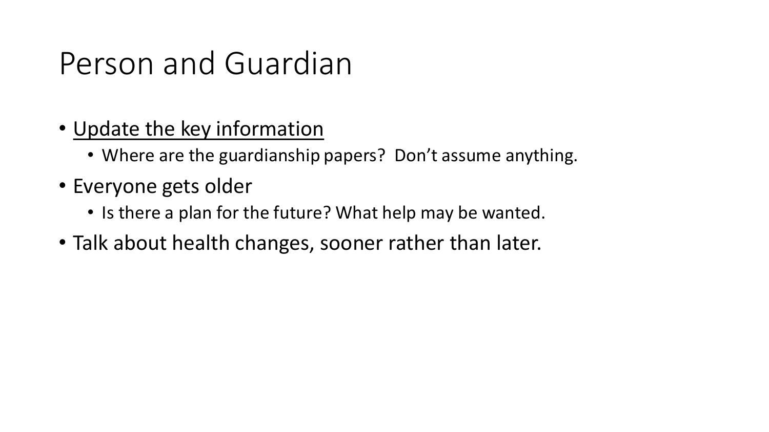# Person and Guardian

- <u>Update the key information</u>
  - Where are the guardianship papers?  Don't assume anything.
- Everyone gets older
  - Is there a plan for the future? What help may be wanted.
- Talk about health changes, sooner rather than later.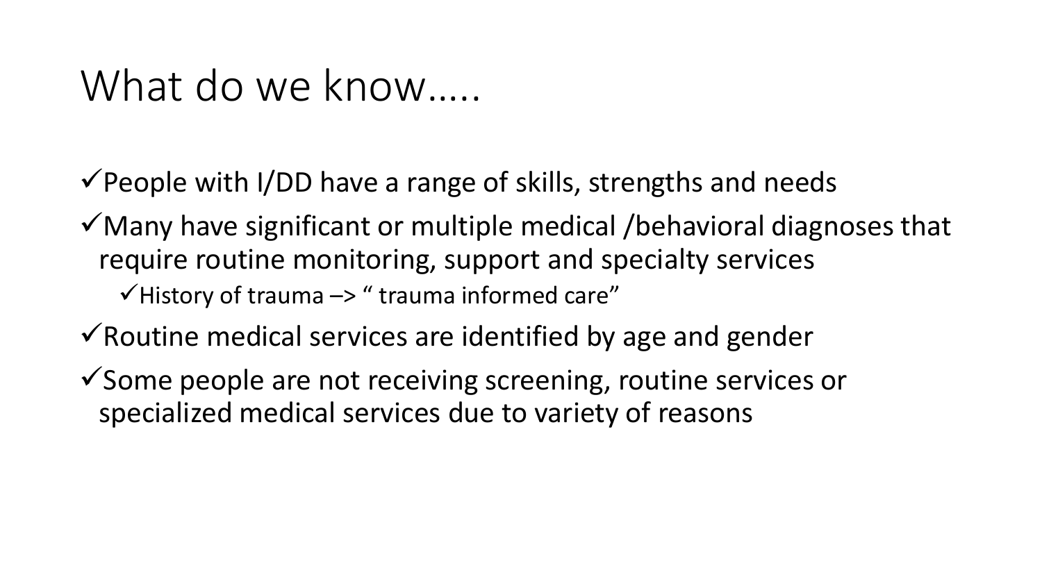# What do we know…..

- ✓People with I/DD have a range of skills, strengths and needs
- ✓Many have significant or multiple medical /behavioral diagnoses that require routine monitoring, support and specialty services
  - ✓History of trauma –> " trauma informed care"
- ✓Routine medical services are identified by age and gender
- ✓Some people are not receiving screening, routine services or specialized medical services due to variety of reasons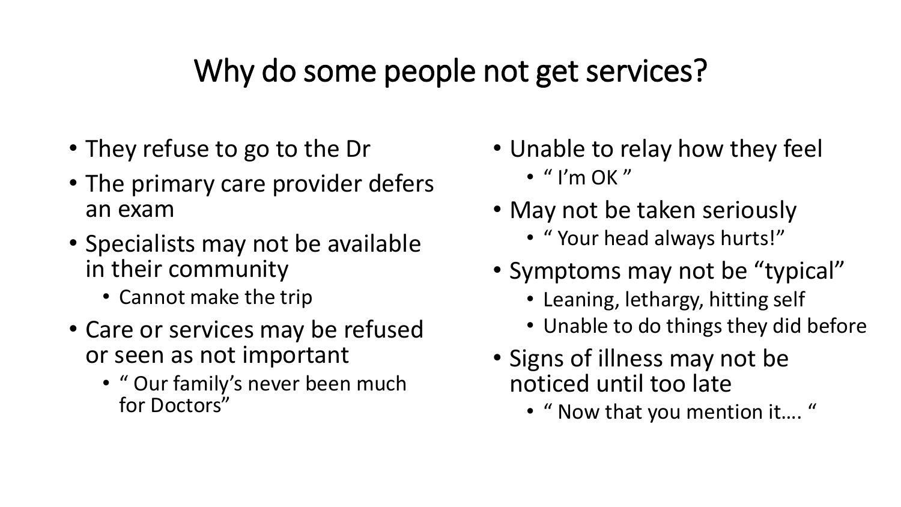# Why do some people not get services?

- They refuse to go to the Dr
- The primary care provider defers an exam
- Specialists may not be available in their community
  - Cannot make the trip
- Care or services may be refused or seen as not important
  - " Our family's never been much for Doctors"
- Unable to relay how they feel
  - " I'm OK "
- May not be taken seriously
  - " Your head always hurts!"
- Symptoms may not be "typical"
  - Leaning, lethargy, hitting self
  - Unable to do things they did before
- Signs of illness may not be noticed until too late
  - " Now that you mention it…. "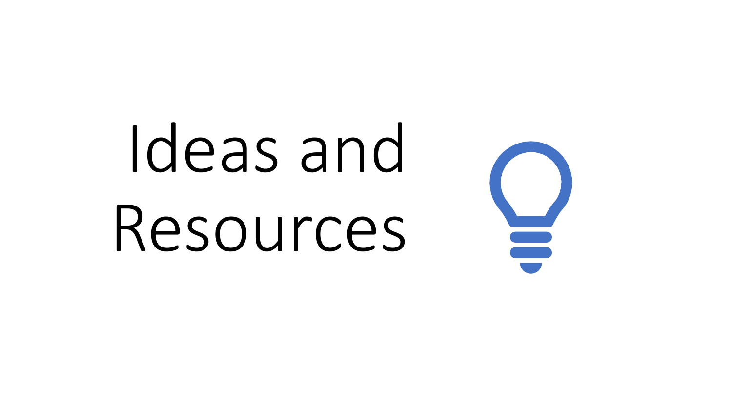# Ideas and Resources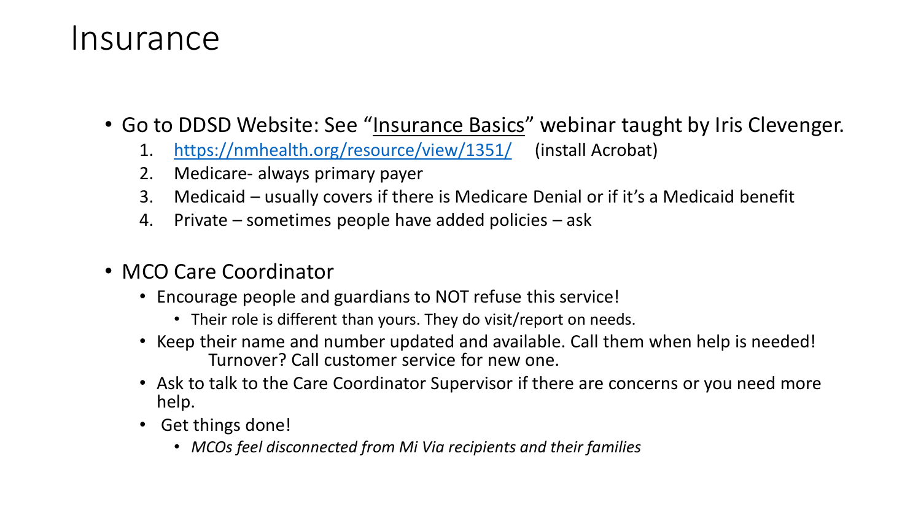# Insurance

- Go to DDSD Website: See "Insurance Basics" webinar taught by Iris Clevenger.
  1. [https://nmhealth.org/resource/view/1351/](https://nmhealth.org/resource/view/1351/) (install Acrobat)
  2. Medicare- always primary payer
  3. Medicaid – usually covers if there is Medicare Denial or if it's a Medicaid benefit
  4. Private – sometimes people have added policies – ask

- MCO Care Coordinator
  - Encourage people and guardians to NOT refuse this service!
    - Their role is different than yours. They do visit/report on needs.
  - Keep their name and number updated and available. Call them when help is needed! Turnover? Call customer service for new one.
  - Ask to talk to the Care Coordinator Supervisor if there are concerns or you need more help.
  - Get things done!
    - *MCOs feel disconnected from Mi Via recipients and their families*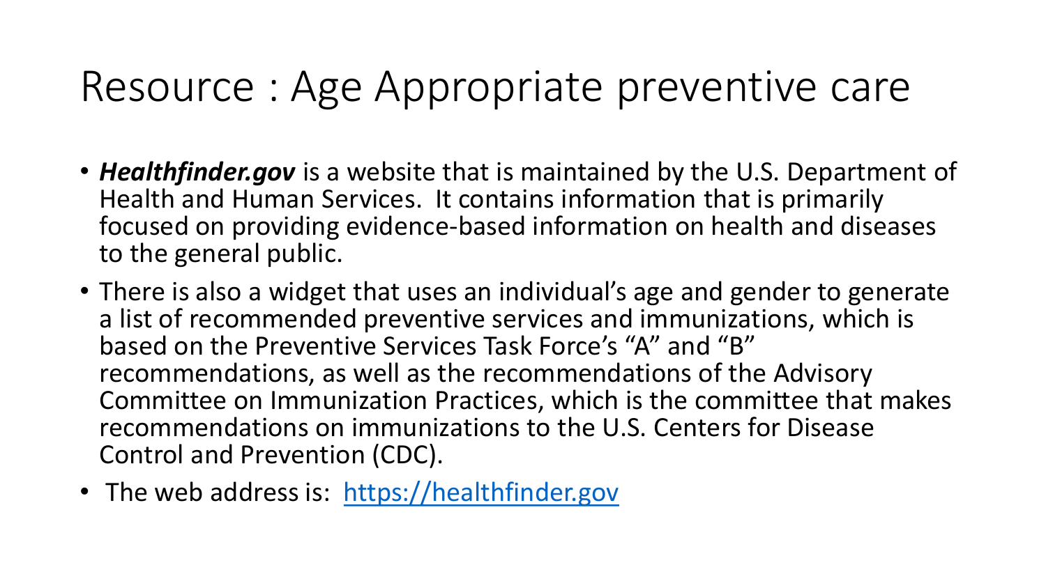# Resource : Age Appropriate preventive care

- ***Healthfinder.gov*** is a website that is maintained by the U.S. Department of Health and Human Services. It contains information that is primarily focused on providing evidence-based information on health and diseases to the general public.
- There is also a widget that uses an individual's age and gender to generate a list of recommended preventive services and immunizations, which is based on the Preventive Services Task Force's "A" and "B" recommendations, as well as the recommendations of the Advisory Committee on Immunization Practices, which is the committee that makes recommendations on immunizations to the U.S. Centers for Disease Control and Prevention (CDC).
- The web address is: [https://healthfinder.gov](https://healthfinder.gov)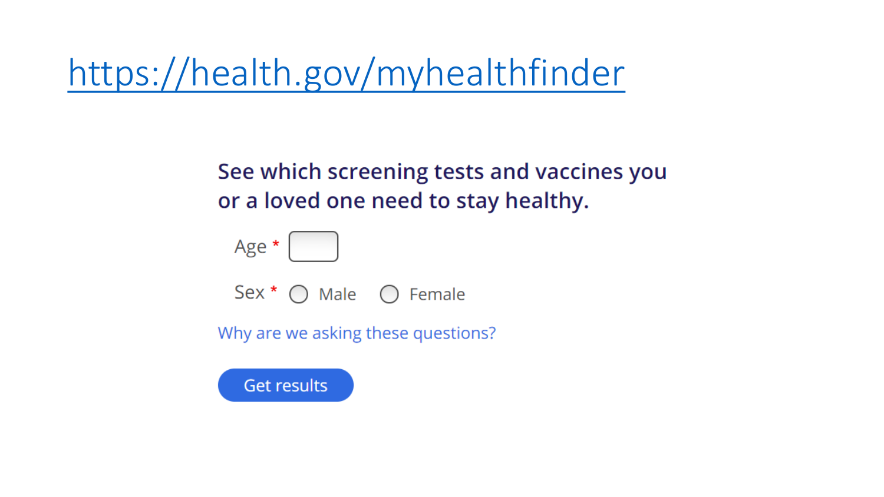# https://health.gov/myhealthfinder

**See which screening tests and vaccines you or a loved one need to stay healthy.**

Age *

Sex * ◯ Male ◯ Female

Why are we asking these questions?

Get results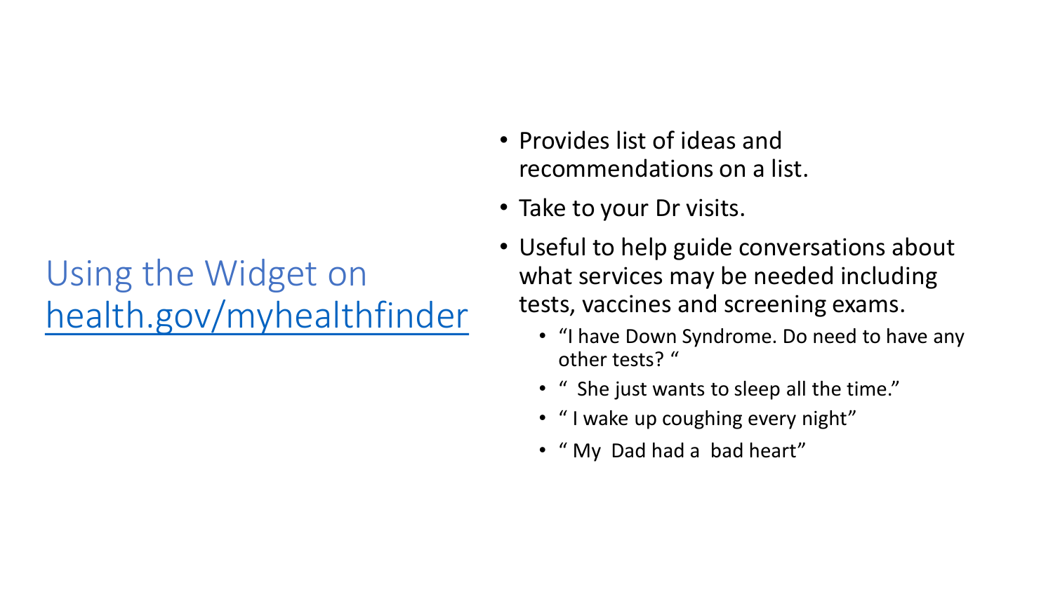# Using the Widget on [health.gov/myhealthfinder](health.gov/myhealthfinder)

- Provides list of ideas and recommendations on a list.
- Take to your Dr visits.
- Useful to help guide conversations about what services may be needed including tests, vaccines and screening exams.
  - "I have Down Syndrome. Do need to have any other tests? "
  - "  She just wants to sleep all the time."
  - " I wake up coughing every night"
  - " My  Dad had a  bad heart"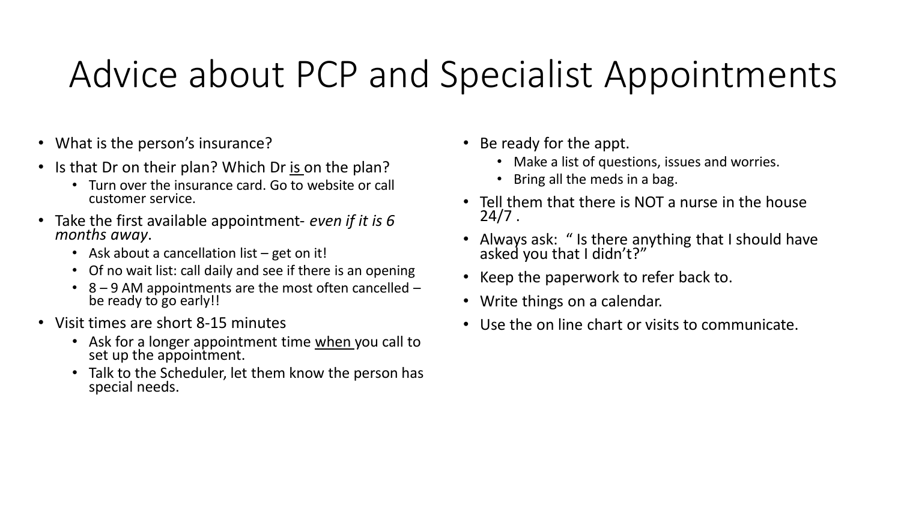# Advice about PCP and Specialist Appointments

- What is the person's insurance?
- Is that Dr on their plan? Which Dr is on the plan?
  - Turn over the insurance card. Go to website or call customer service.
- Take the first available appointment- *even if it is 6 months away*.
  - Ask about a cancellation list – get on it!
  - Of no wait list: call daily and see if there is an opening
  - 8 – 9 AM appointments are the most often cancelled – be ready to go early!!
- Visit times are short 8-15 minutes
  - Ask for a longer appointment time when you call to set up the appointment.
  - Talk to the Scheduler, let them know the person has special needs.
- Be ready for the appt.
  - Make a list of questions, issues and worries.
  - Bring all the meds in a bag.
- Tell them that there is NOT a nurse in the house 24/7 .
- Always ask: " Is there anything that I should have asked you that I didn't?"
- Keep the paperwork to refer back to.
- Write things on a calendar.
- Use the on line chart or visits to communicate.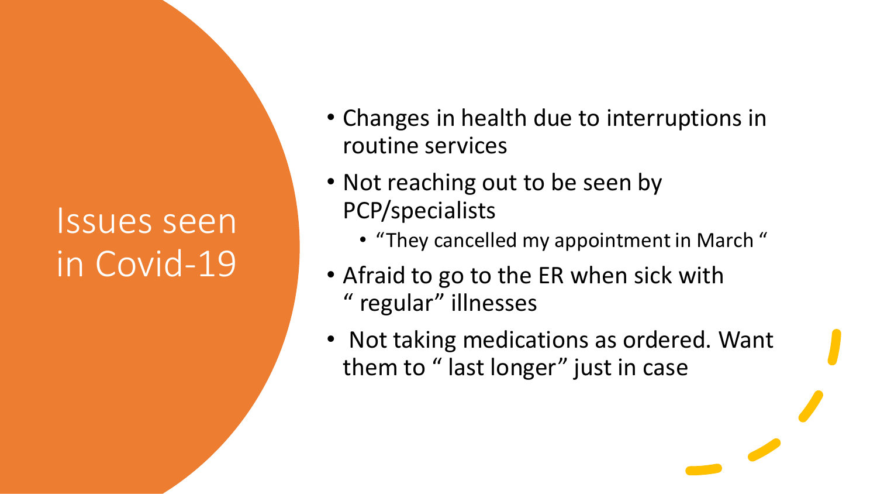# Issues seen in Covid-19

- Changes in health due to interruptions in routine services
- Not reaching out to be seen by PCP/specialists
  - “They cancelled my appointment in March “
- Afraid to go to the ER when sick with “ regular” illnesses
- Not taking medications as ordered. Want them to “ last longer” just in case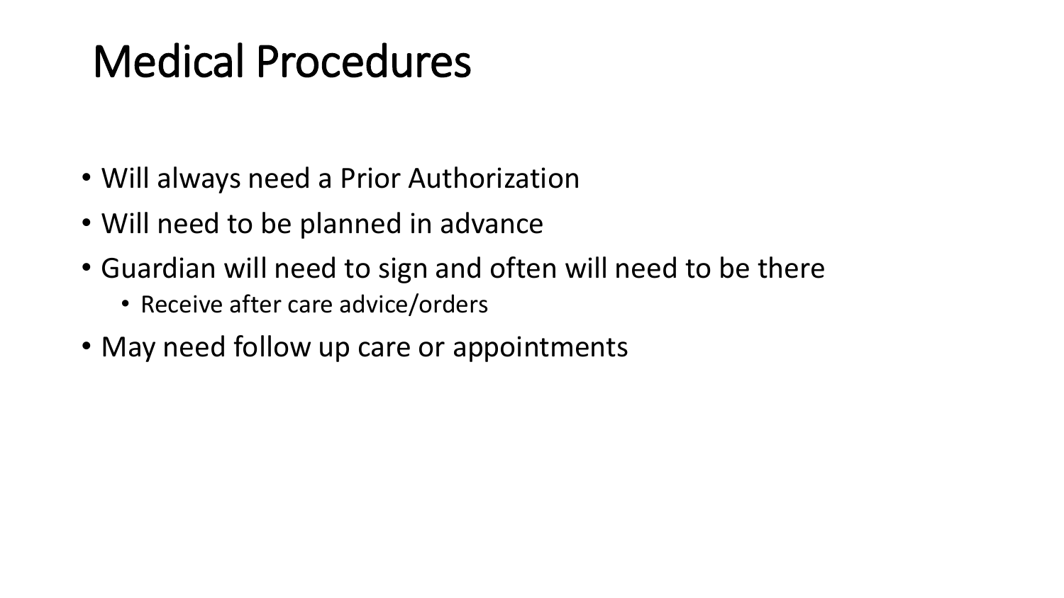# Medical Procedures

- Will always need a Prior Authorization
- Will need to be planned in advance
- Guardian will need to sign and often will need to be there
  - Receive after care advice/orders
- May need follow up care or appointments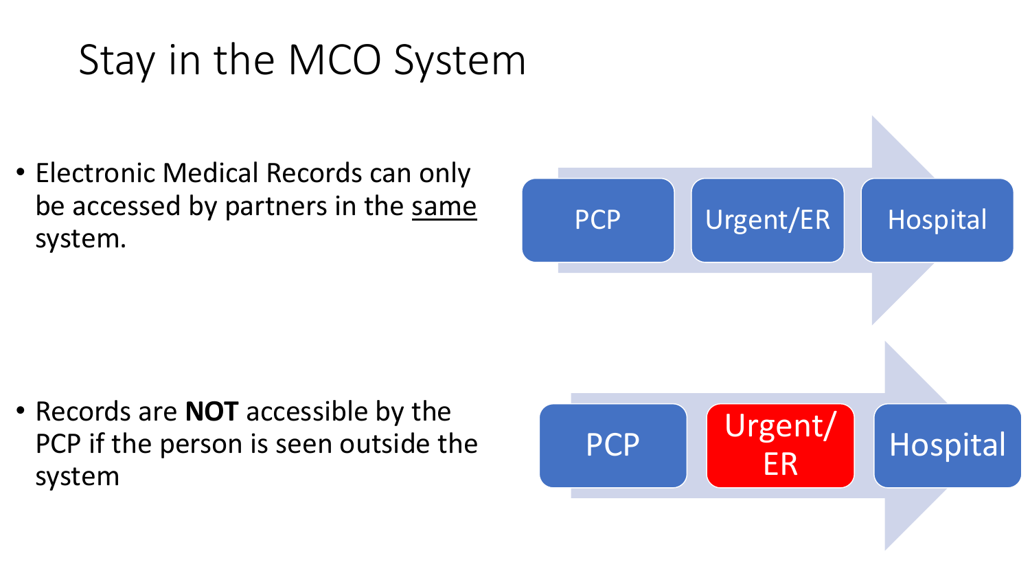# Stay in the MCO System

- Electronic Medical Records can only be accessed by partners in the same system.

PCP → Urgent/ER → Hospital

- Records are **NOT** accessible by the PCP if the person is seen outside the system

PCP → Urgent/ ER → Hospital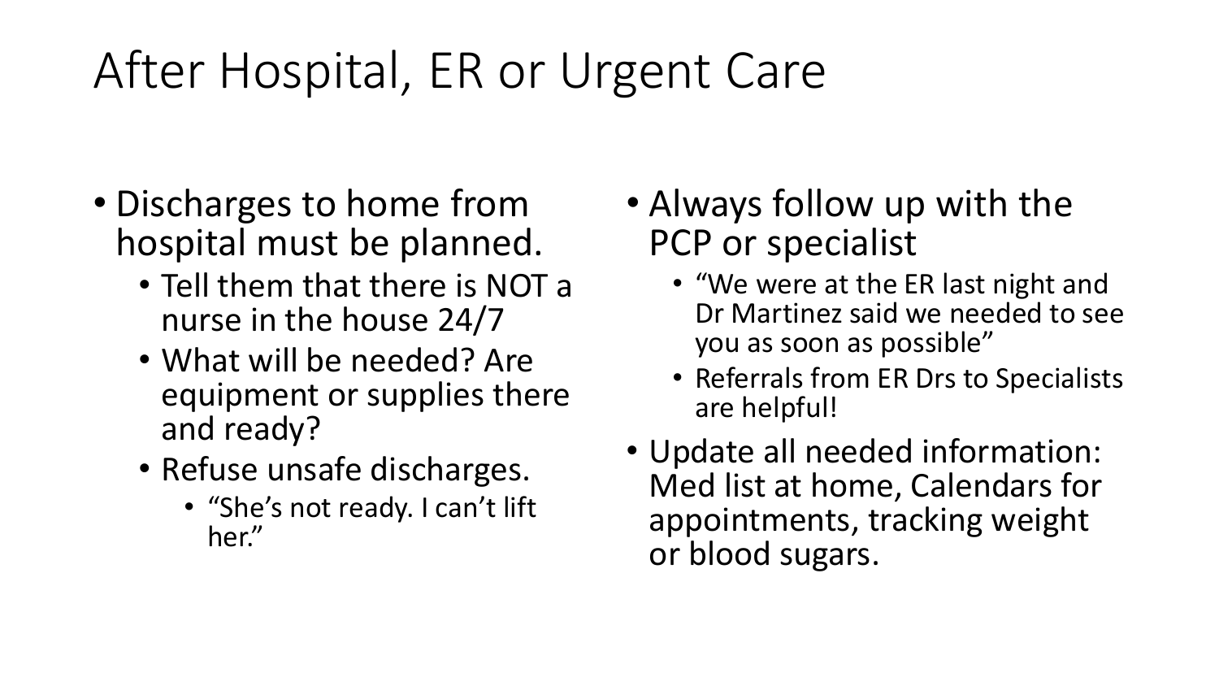# After Hospital, ER or Urgent Care

- Discharges to home from hospital must be planned.
  - Tell them that there is NOT a nurse in the house 24/7
  - What will be needed? Are equipment or supplies there and ready?
  - Refuse unsafe discharges.
    - "She's not ready. I can't lift her."

- Always follow up with the PCP or specialist
  - "We were at the ER last night and Dr Martinez said we needed to see you as soon as possible"
  - Referrals from ER Drs to Specialists are helpful!
- Update all needed information: Med list at home, Calendars for appointments, tracking weight or blood sugars.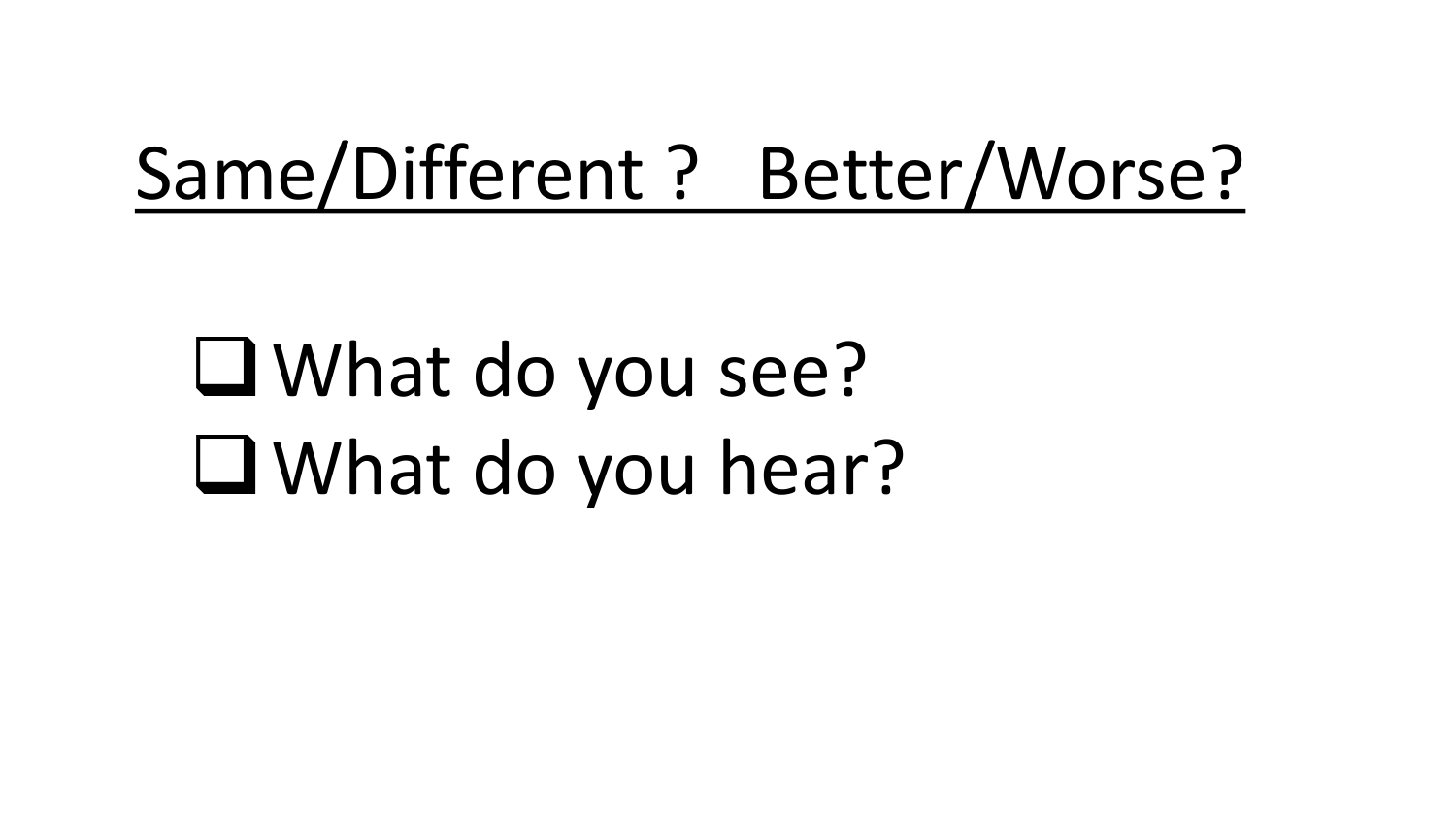# Same/Different ? Better/Worse?

- [ ] What do you see?
- [ ] What do you hear?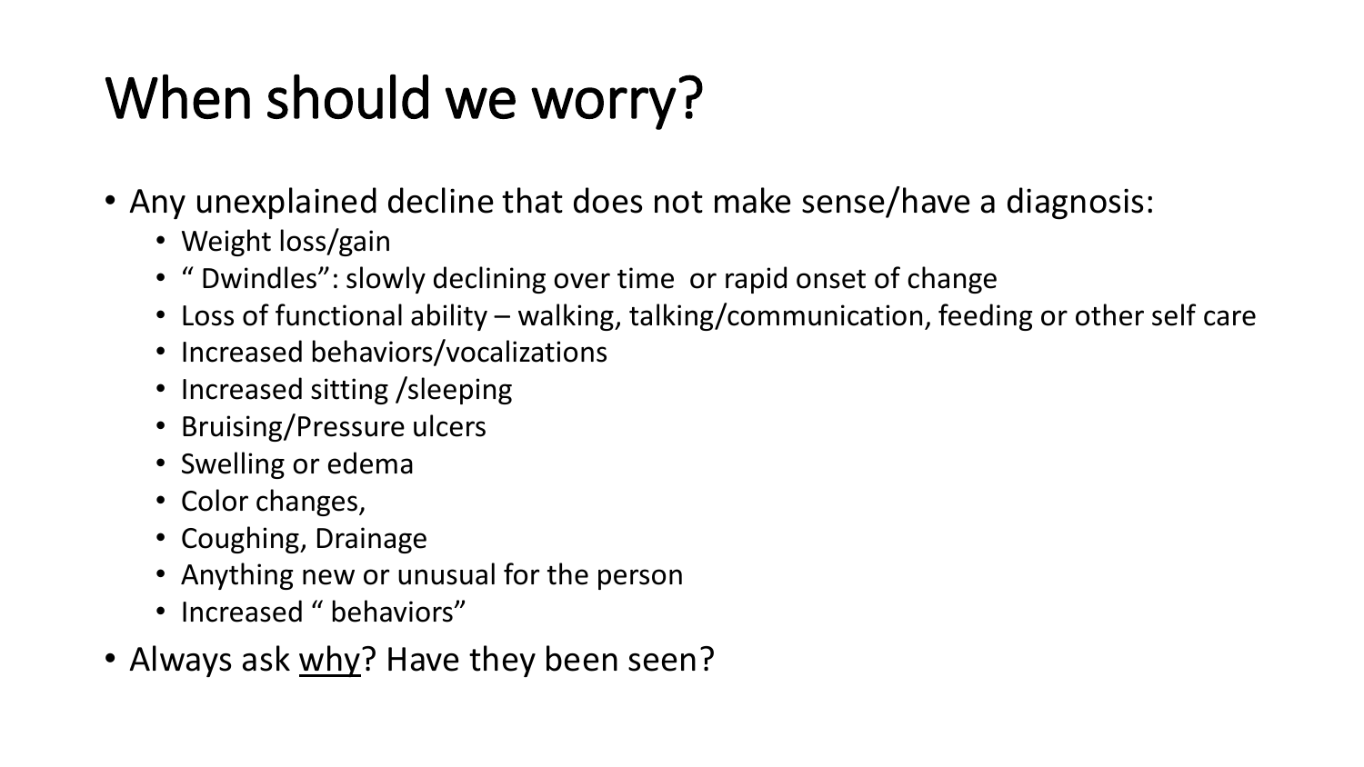# When should we worry?

- Any unexplained decline that does not make sense/have a diagnosis:
  - Weight loss/gain
  - " Dwindles": slowly declining over time or rapid onset of change
  - Loss of functional ability – walking, talking/communication, feeding or other self care
  - Increased behaviors/vocalizations
  - Increased sitting /sleeping
  - Bruising/Pressure ulcers
  - Swelling or edema
  - Color changes,
  - Coughing, Drainage
  - Anything new or unusual for the person
  - Increased " behaviors"
- Always ask <u>why</u>? Have they been seen?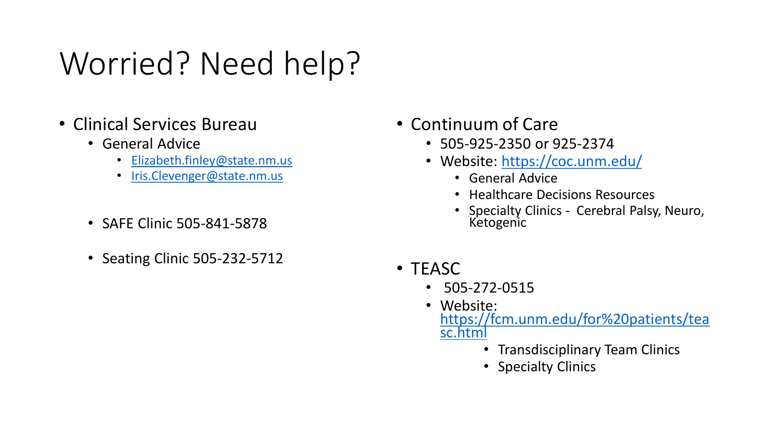# Worried? Need help?

- Clinical Services Bureau
  - General Advice
    - Elizabeth.finley@state.nm.us
    - Iris.Clevenger@state.nm.us
  - SAFE Clinic 505-841-5878
  - Seating Clinic 505-232-5712

- Continuum of Care
  - 505-925-2350 or 925-2374
  - Website: https://coc.unm.edu/
    - General Advice
    - Healthcare Decisions Resources
    - Specialty Clinics - Cerebral Palsy, Neuro, Ketogenic

- TEASC
  - 505-272-0515
  - Website: https://fcm.unm.edu/for%20patients/teasc.html
    - Transdisciplinary Team Clinics
    - Specialty Clinics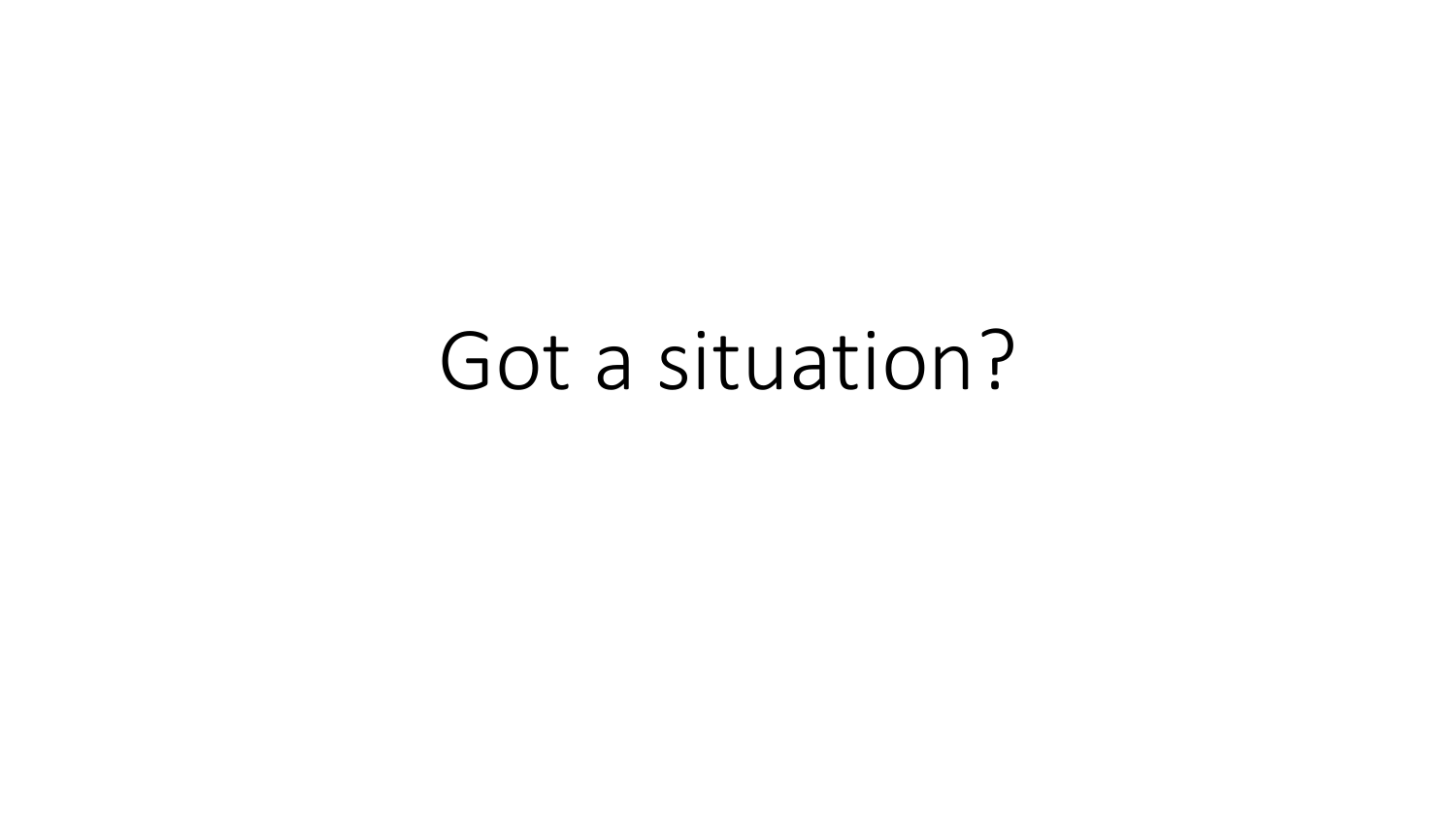# Got a situation?